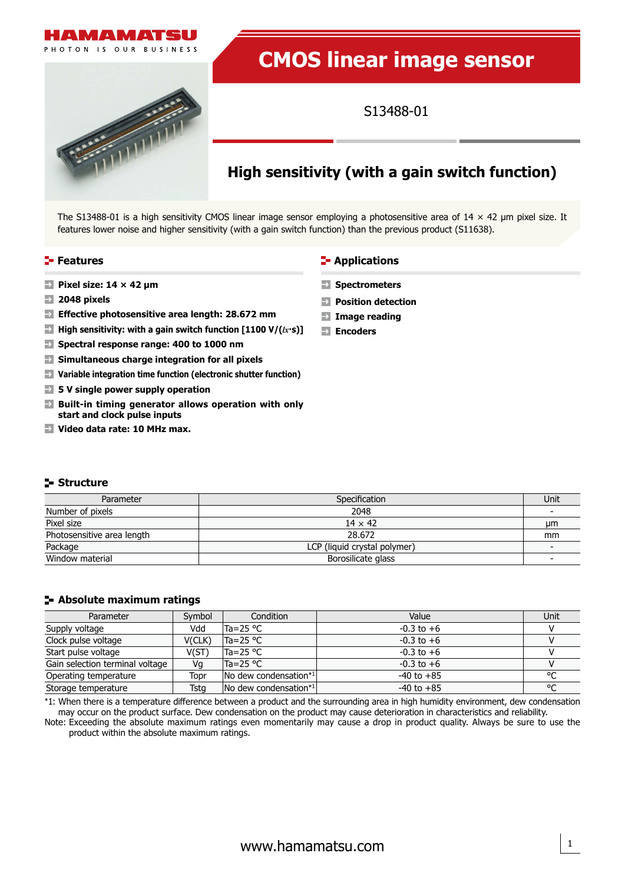HAMAMATSU

PHOTON IS OUR BUSINESS

# CMOS linear image sensor

S13488-01

## High sensitivity (with a gain switch function)

The S13488-01 is a high sensitivity CMOS linear image sensor employing a photosensitive area of 14 × 42 μm pixel size. It features lower noise and higher sensitivity (with a gain switch function) than the previous product (S11638).

### Features

- **Pixel size: 14 × 42 μm**
- **2048 pixels**
- **Effective photosensitive area length: 28.672 mm**
- **High sensitivity: with a gain switch function [1100 V/(lx·s)]**
- **Spectral response range: 400 to 1000 nm**
- **Simultaneous charge integration for all pixels**
- **Variable integration time function (electronic shutter function)**
- **5 V single power supply operation**
- **Built-in timing generator allows operation with only start and clock pulse inputs**
- **Video data rate: 10 MHz max.**

### Applications

- **Spectrometers**
- **Position detection**
- **Image reading**
- **Encoders**

### Structure

| Parameter | Specification | Unit |
|---|---|---|
| Number of pixels | 2048 | - |
| Pixel size | 14 × 42 | μm |
| Photosensitive area length | 28.672 | mm |
| Package | LCP (liquid crystal polymer) | - |
| Window material | Borosilicate glass | - |

### Absolute maximum ratings

| Parameter | Symbol | Condition | Value | Unit |
|---|---|---|---|---|
| Supply voltage | Vdd | Ta=25 °C | -0.3 to +6 | V |
| Clock pulse voltage | V(CLK) | Ta=25 °C | -0.3 to +6 | V |
| Start pulse voltage | V(ST) | Ta=25 °C | -0.3 to +6 | V |
| Gain selection terminal voltage | Vg | Ta=25 °C | -0.3 to +6 | V |
| Operating temperature | Topr | No dew condensation*1 | -40 to +85 | °C |
| Storage temperature | Tstg | No dew condensation*1 | -40 to +85 | °C |

*1: When there is a temperature difference between a product and the surrounding area in high humidity environment, dew condensation may occur on the product surface. Dew condensation on the product may cause deterioration in characteristics and reliability.

Note: Exceeding the absolute maximum ratings even momentarily may cause a drop in product quality. Always be sure to use the product within the absolute maximum ratings.

www.hamamatsu.com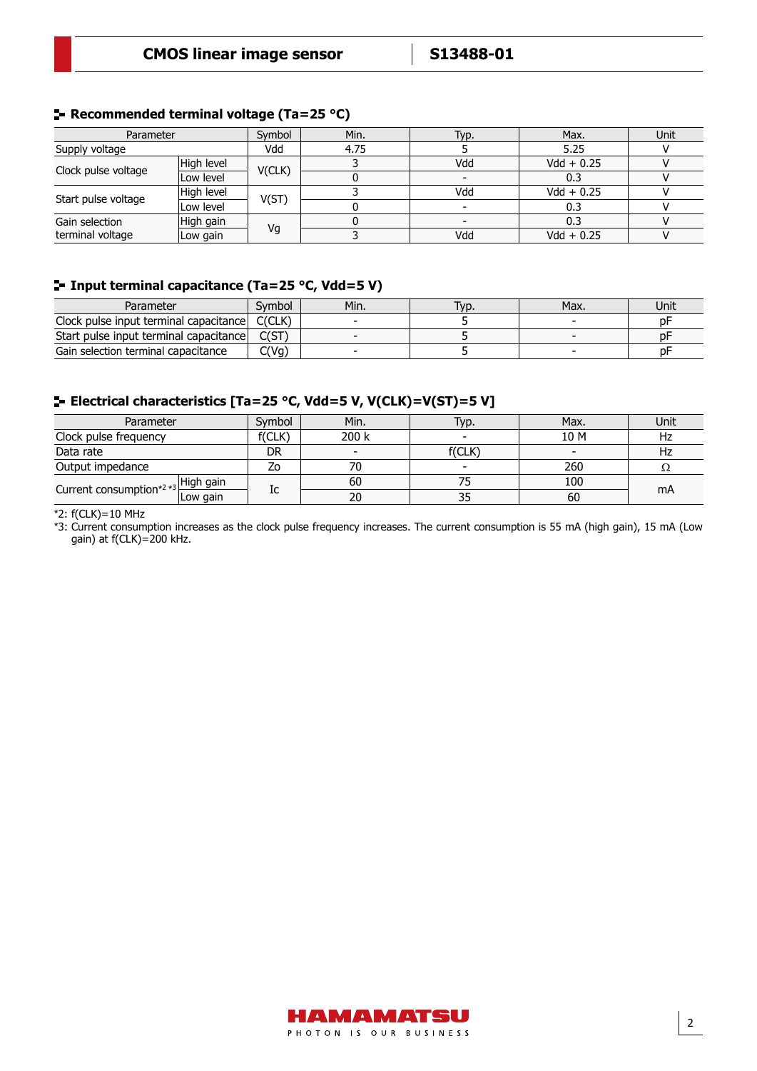## Recommended terminal voltage (Ta=25 °C)

| Parameter | | Symbol | Min. | Typ. | Max. | Unit |
|---|---|---|---|---|---|---|
| Supply voltage | | Vdd | 4.75 | 5 | 5.25 | V |
| Clock pulse voltage | High level | V(CLK) | 3 | Vdd | Vdd + 0.25 | V |
| | Low level | | 0 | - | 0.3 | V |
| Start pulse voltage | High level | V(ST) | 3 | Vdd | Vdd + 0.25 | V |
| | Low level | | 0 | - | 0.3 | V |
| Gain selection terminal voltage | High gain | Vg | 0 | - | 0.3 | V |
| | Low gain | | 3 | Vdd | Vdd + 0.25 | V |

## Input terminal capacitance (Ta=25 °C, Vdd=5 V)

| Parameter | Symbol | Min. | Typ. | Max. | Unit |
|---|---|---|---|---|---|
| Clock pulse input terminal capacitance | C(CLK) | - | 5 | - | pF |
| Start pulse input terminal capacitance | C(ST) | - | 5 | - | pF |
| Gain selection terminal capacitance | C(Vg) | - | 5 | - | pF |

## Electrical characteristics [Ta=25 °C, Vdd=5 V, V(CLK)=V(ST)=5 V]

| Parameter | | Symbol | Min. | Typ. | Max. | Unit |
|---|---|---|---|---|---|---|
| Clock pulse frequency | | f(CLK) | 200 k | - | 10 M | Hz |
| Data rate | | DR | - | f(CLK) | - | Hz |
| Output impedance | | Zo | 70 | - | 260 | Ω |
| Current consumption*2 *3 | High gain | Ic | 60 | 75 | 100 | mA |
| | Low gain | | 20 | 35 | 60 | |

*2: f(CLK)=10 MHz

*3: Current consumption increases as the clock pulse frequency increases. The current consumption is 55 mA (high gain), 15 mA (Low gain) at f(CLK)=200 kHz.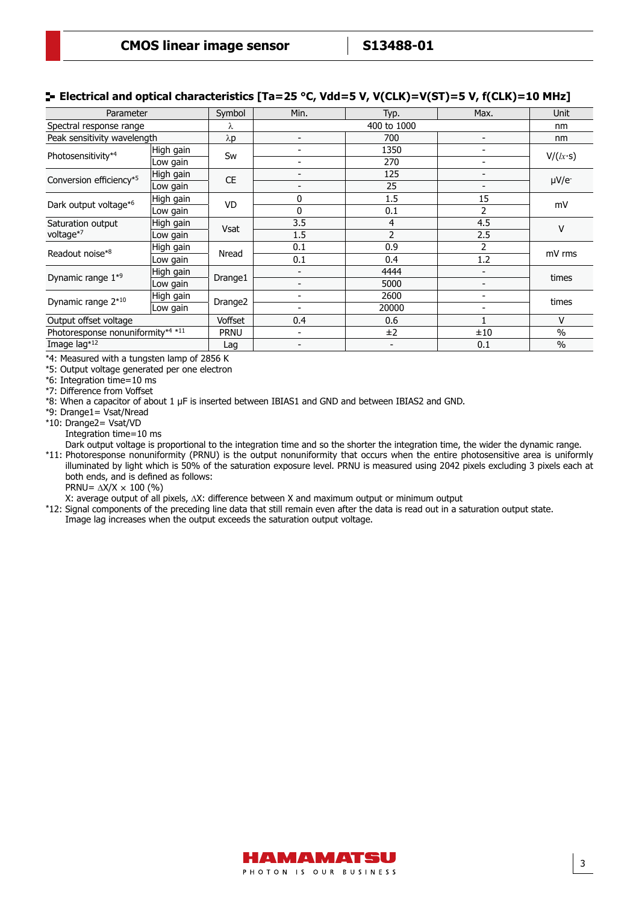## Electrical and optical characteristics [Ta=25 °C, Vdd=5 V, V(CLK)=V(ST)=5 V, f(CLK)=10 MHz]

| Parameter | | Symbol | Min. | Typ. | Max. | Unit |
|---|---|---|---|---|---|---|
| Spectral response range | | λ | 400 to 1000 | | | nm |
| Peak sensitivity wavelength | | λp | - | 700 | - | nm |
| Photosensitivity*4 | High gain | Sw | - | 1350 | - | V/(lx·s) |
| | Low gain | | - | 270 | - | |
| Conversion efficiency*5 | High gain | CE | - | 125 | - | μV/e- |
| | Low gain | | - | 25 | - | |
| Dark output voltage*6 | High gain | VD | 0 | 1.5 | 15 | mV |
| | Low gain | | 0 | 0.1 | 2 | |
| Saturation output voltage*7 | High gain | Vsat | 3.5 | 4 | 4.5 | V |
| | Low gain | | 1.5 | 2 | 2.5 | |
| Readout noise*8 | High gain | Nread | 0.1 | 0.9 | 2 | mV rms |
| | Low gain | | 0.1 | 0.4 | 1.2 | |
| Dynamic range 1*9 | High gain | Drange1 | - | 4444 | - | times |
| | Low gain | | - | 5000 | - | |
| Dynamic range 2*10 | High gain | Drange2 | - | 2600 | - | times |
| | Low gain | | - | 20000 | - | |
| Output offset voltage | | Voffset | 0.4 | 0.6 | 1 | V |
| Photoresponse nonuniformity*4 *11 | | PRNU | - | ±2 | ±10 | % |
| Image lag*12 | | Lag | - | - | 0.1 | % |

*4: Measured with a tungsten lamp of 2856 K

*5: Output voltage generated per one electron

*6: Integration time=10 ms

*7: Difference from Voffset

*8: When a capacitor of about 1 μF is inserted between IBIAS1 and GND and between IBIAS2 and GND.

*9: Drange1= Vsat/Nread

*10: Drange2= Vsat/VD
Integration time=10 ms
Dark output voltage is proportional to the integration time and so the shorter the integration time, the wider the dynamic range.

*11: Photoresponse nonuniformity (PRNU) is the output nonuniformity that occurs when the entire photosensitive area is uniformly illuminated by light which is 50% of the saturation exposure level. PRNU is measured using 2042 pixels excluding 3 pixels each at both ends, and is defined as follows:
PRNU= $\Delta X/X \times 100$ (%)
X: average output of all pixels, $\Delta X$: difference between X and maximum output or minimum output

*12: Signal components of the preceding line data that still remain even after the data is read out in a saturation output state.
Image lag increases when the output exceeds the saturation output voltage.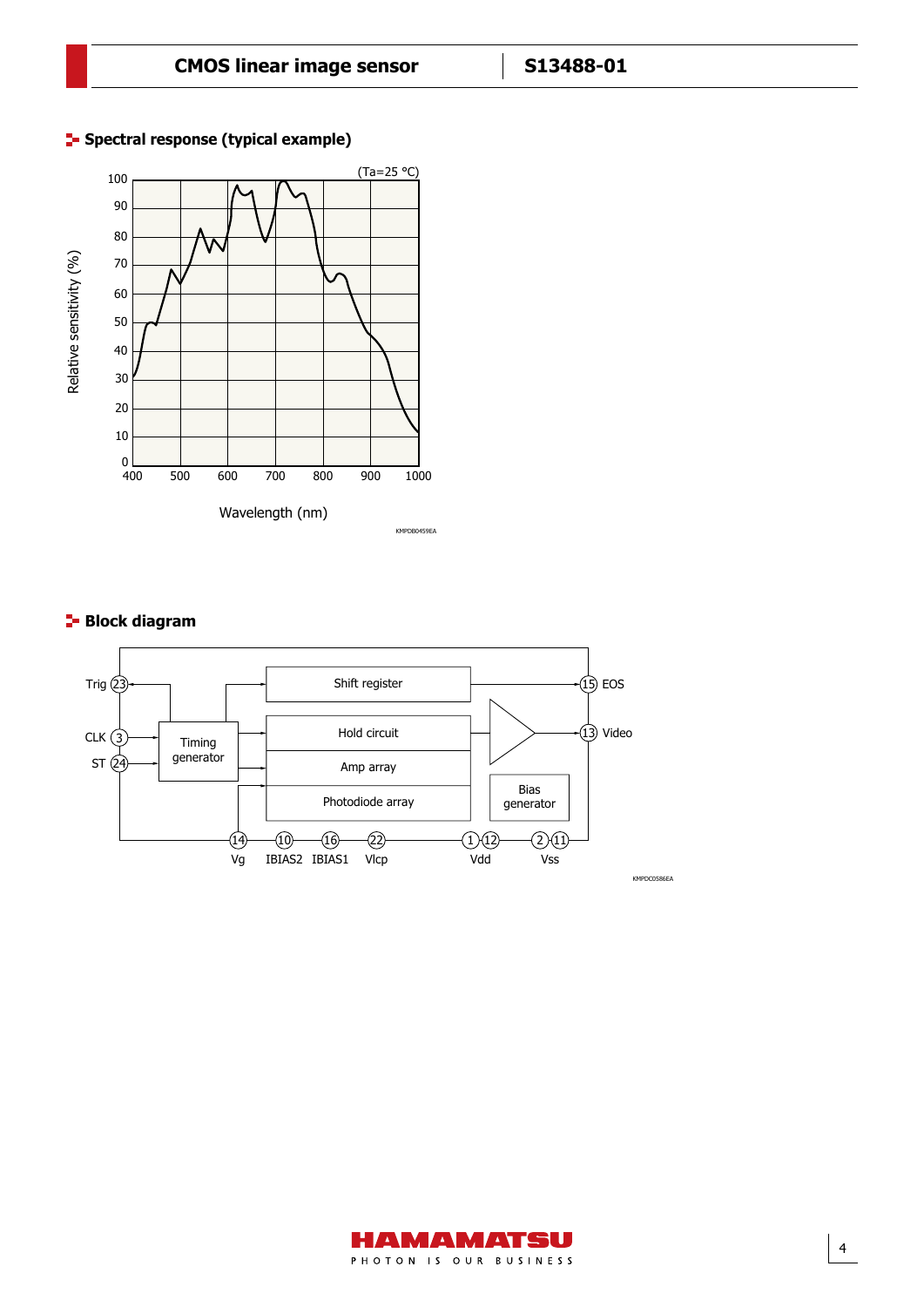## Spectral response (typical example)

(Ta=25 °C)

Relative sensitivity (%)

Wavelength (nm)

KMPDB0459EA

## Block diagram

Trig 23, CLK 3, ST 24, Timing generator, Shift register, Hold circuit, Amp array, Photodiode array, Bias generator, 15 EOS, 13 Video, 14 Vg, 10 IBIAS2, 16 IBIAS1, 22 Vlcp, 1 12 Vdd, 2 11 Vss

KMPDC0586EA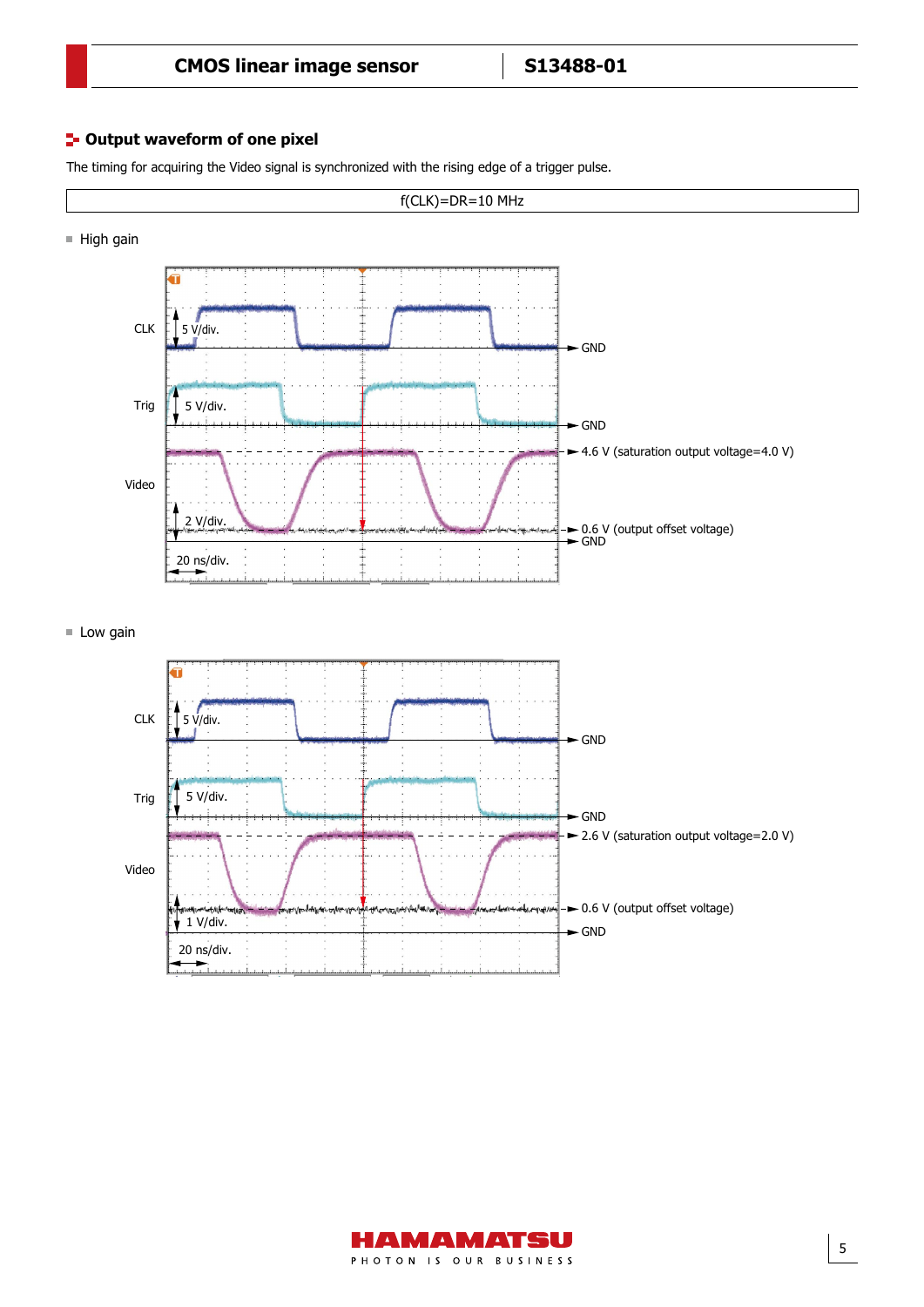## Output waveform of one pixel

The timing for acquiring the Video signal is synchronized with the rising edge of a trigger pulse.

| f(CLK)=DR=10 MHz |
| --- |

■ High gain

CLK

5 V/div.

GND

Trig

5 V/div.

GND

Video

4.6 V (saturation output voltage=4.0 V)

2 V/div.

0.6 V (output offset voltage)

GND

20 ns/div.

■ Low gain

CLK

5 V/div.

GND

Trig

5 V/div.

GND

Video

2.6 V (saturation output voltage=2.0 V)

1 V/div.

0.6 V (output offset voltage)

GND

20 ns/div.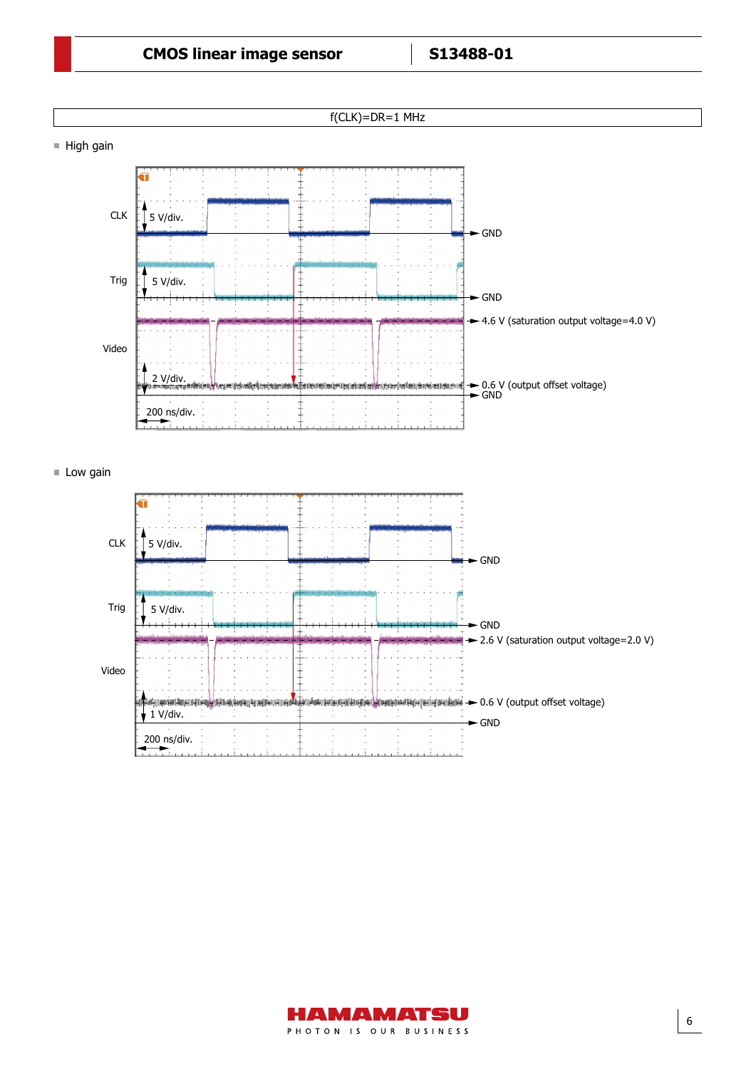f(CLK)=DR=1 MHz

■ High gain

CLK 5 V/div. — GND

Trig 5 V/div. — GND

Video 2 V/div. — 4.6 V (saturation output voltage=4.0 V) — 0.6 V (output offset voltage) — GND

200 ns/div.

■ Low gain

CLK 5 V/div. — GND

Trig 5 V/div. — GND

Video 1 V/div. — 2.6 V (saturation output voltage=2.0 V) — 0.6 V (output offset voltage) — GND

200 ns/div.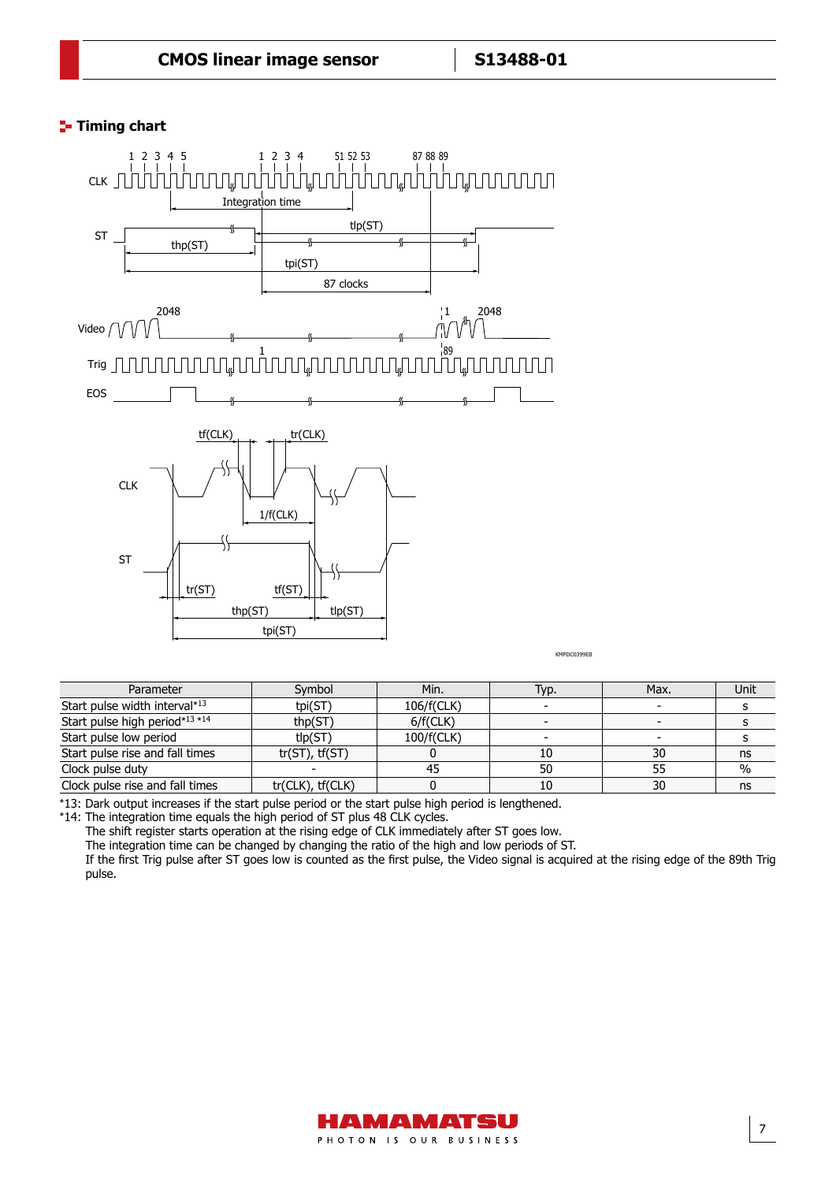## Timing chart

KMPDC0399EB

| Parameter | Symbol | Min. | Typ. | Max. | Unit |
|---|---|---|---|---|---|
| Start pulse width interval*13 | tpi(ST) | 106/f(CLK) | - | - | s |
| Start pulse high period*13 *14 | thp(ST) | 6/f(CLK) | - | - | s |
| Start pulse low period | tlp(ST) | 100/f(CLK) | - | - | s |
| Start pulse rise and fall times | tr(ST), tf(ST) | 0 | 10 | 30 | ns |
| Clock pulse duty | - | 45 | 50 | 55 | % |
| Clock pulse rise and fall times | tr(CLK), tf(CLK) | 0 | 10 | 30 | ns |

*13: Dark output increases if the start pulse period or the start pulse high period is lengthened.

*14: The integration time equals the high period of ST plus 48 CLK cycles.
The shift register starts operation at the rising edge of CLK immediately after ST goes low.
The integration time can be changed by changing the ratio of the high and low periods of ST.
If the first Trig pulse after ST goes low is counted as the first pulse, the Video signal is acquired at the rising edge of the 89th Trig pulse.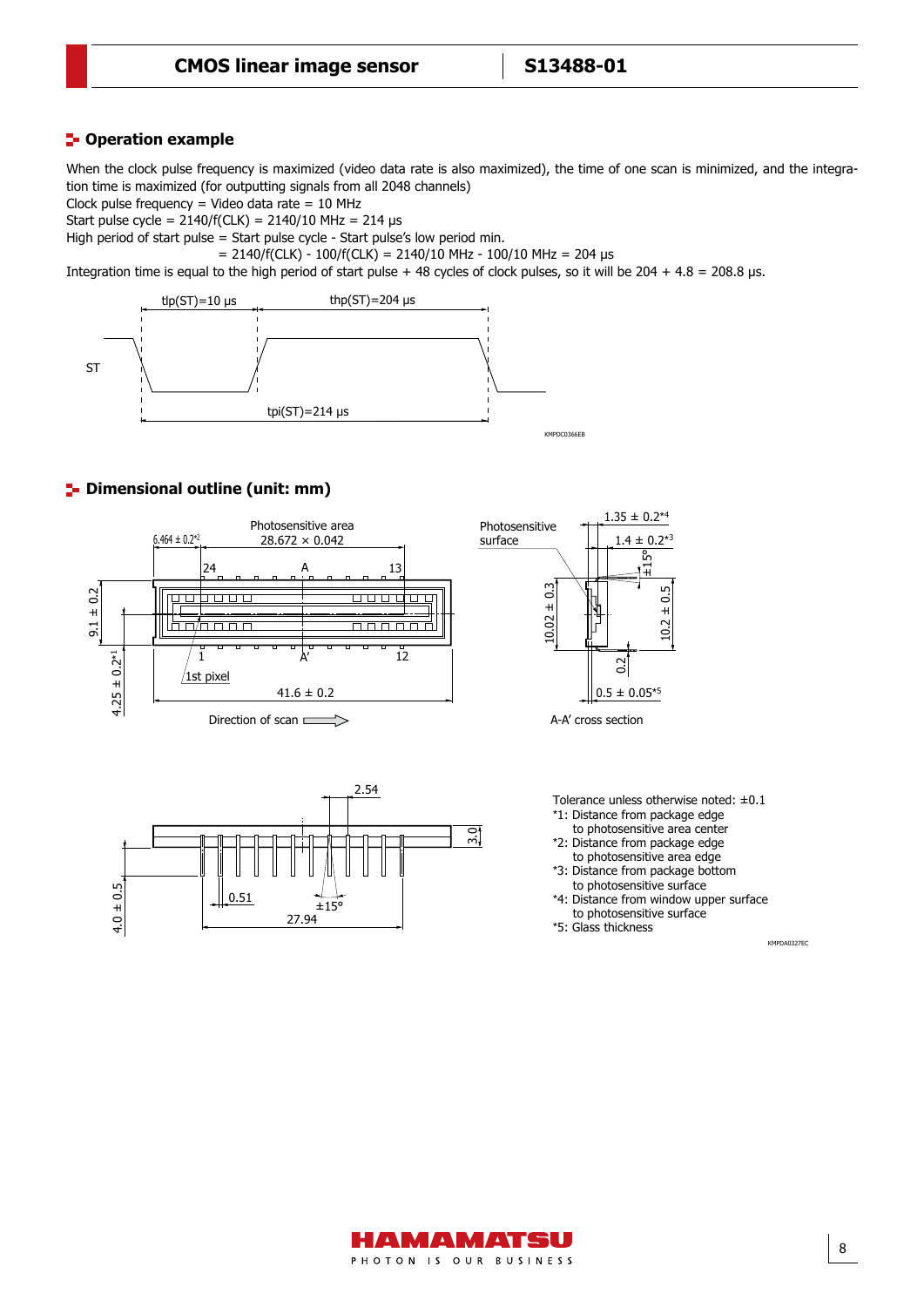## Operation example

When the clock pulse frequency is maximized (video data rate is also maximized), the time of one scan is minimized, and the integration time is maximized (for outputting signals from all 2048 channels)

Clock pulse frequency = Video data rate = 10 MHz

Start pulse cycle = 2140/f(CLK) = 2140/10 MHz = 214 μs

High period of start pulse = Start pulse's cycle - Start pulse's low period min.

= 2140/f(CLK) - 100/f(CLK) = 2140/10 MHz - 100/10 MHz = 204 μs

Integration time is equal to the high period of start pulse + 48 cycles of clock pulses, so it will be 204 + 4.8 = 208.8 μs.

tlp(ST)=10 μs

thp(ST)=204 μs

ST

tpi(ST)=214 μs

KMPDC0366EB

## Dimensional outline (unit: mm)

Photosensitive area 28.672 × 0.042

6.464 ± 0.2*2

9.1 ± 0.2

4.25 ± 0.2*1

41.6 ± 0.2

1st pixel

Direction of scan

Photosensitive surface

1.35 ± 0.2*4

1.4 ± 0.2*3

±15°

10.02 ± 0.3

10.2 ± 0.5

0.2

0.5 ± 0.05*5

A-A' cross section

2.54

3.0

4.0 ± 0.5

0.51

±15°

27.94

Tolerance unless otherwise noted: ±0.1

*1: Distance from package edge to photosensitive area center

*2: Distance from package edge to photosensitive area edge

*3: Distance from package bottom to photosensitive surface

*4: Distance from window upper surface to photosensitive surface

*5: Glass thickness

KMPDA0327EC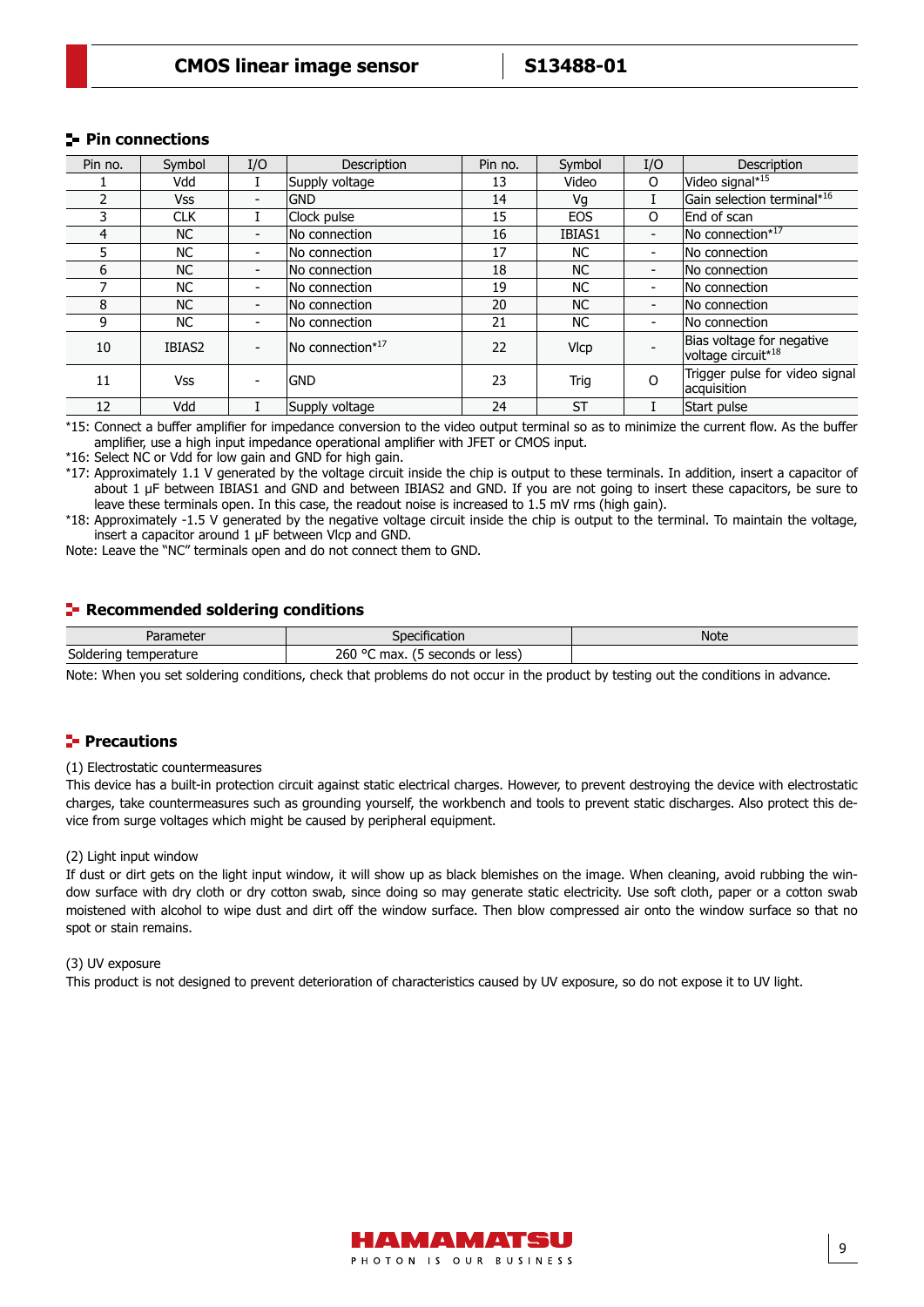## Pin connections

| Pin no. | Symbol | I/O | Description | Pin no. | Symbol | I/O | Description |
|---|---|---|---|---|---|---|---|
| 1 | Vdd | I | Supply voltage | 13 | Video | O | Video signal*15 |
| 2 | Vss | - | GND | 14 | Vg | I | Gain selection terminal*16 |
| 3 | CLK | I | Clock pulse | 15 | EOS | O | End of scan |
| 4 | NC | - | No connection | 16 | IBIAS1 | - | No connection*17 |
| 5 | NC | - | No connection | 17 | NC | - | No connection |
| 6 | NC | - | No connection | 18 | NC | - | No connection |
| 7 | NC | - | No connection | 19 | NC | - | No connection |
| 8 | NC | - | No connection | 20 | NC | - | No connection |
| 9 | NC | - | No connection | 21 | NC | - | No connection |
| 10 | IBIAS2 | - | No connection*17 | 22 | Vlcp | - | Bias voltage for negative voltage circuit*18 |
| 11 | Vss | - | GND | 23 | Trig | O | Trigger pulse for video signal acquisition |
| 12 | Vdd | I | Supply voltage | 24 | ST | I | Start pulse |

*15: Connect a buffer amplifier for impedance conversion to the video output terminal so as to minimize the current flow. As the buffer amplifier, use a high input impedance operational amplifier with JFET or CMOS input.
*16: Select NC or Vdd for low gain and GND for high gain.
*17: Approximately 1.1 V generated by the voltage circuit inside the chip is output to these terminals. In addition, insert a capacitor of about 1 μF between IBIAS1 and GND and between IBIAS2 and GND. If you are not going to insert these capacitors, be sure to leave these terminals open. In this case, the readout noise is increased to 1.5 mV rms (high gain).
*18: Approximately -1.5 V generated by the negative voltage circuit inside the chip is output to the terminal. To maintain the voltage, insert a capacitor around 1 μF between Vlcp and GND.
Note: Leave the "NC" terminals open and do not connect them to GND.

## Recommended soldering conditions

| Parameter | Specification | Note |
|---|---|---|
| Soldering temperature | 260 °C max. (5 seconds or less) | |

Note: When you set soldering conditions, check that problems do not occur in the product by testing out the conditions in advance.

## Precautions

(1) Electrostatic countermeasures

This device has a built-in protection circuit against static electrical charges. However, to prevent destroying the device with electrostatic charges, take countermeasures such as grounding yourself, the workbench and tools to prevent static discharges. Also protect this device from surge voltages which might be caused by peripheral equipment.

(2) Light input window

If dust or dirt gets on the light input window, it will show up as black blemishes on the image. When cleaning, avoid rubbing the window surface with dry cloth or dry cotton swab, since doing so may generate static electricity. Use soft cloth, paper or a cotton swab moistened with alcohol to wipe dust and dirt off the window surface. Then blow compressed air onto the window surface so that no spot or stain remains.

(3) UV exposure

This product is not designed to prevent deterioration of characteristics caused by UV exposure, so do not expose it to UV light.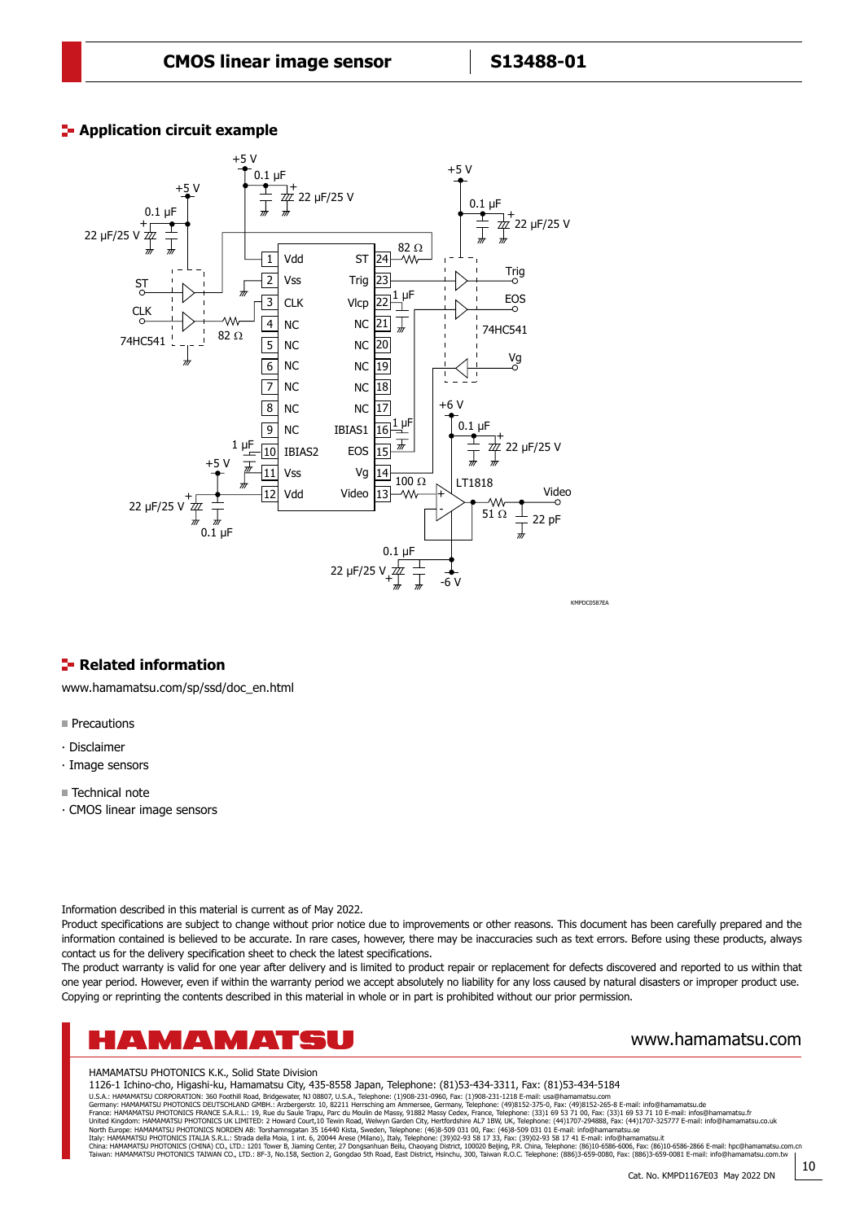## Application circuit example

+5 V
0.1 μF
22 μF/25 V
+5 V
0.1 μF
22 μF/25 V
+5 V
0.1 μF
22 μF/25 V
82 Ω
ST
CLK
74HC541
82 Ω
1 Vdd
2 Vss
3 CLK
4 NC
5 NC
6 NC
7 NC
8 NC
9 NC
10 IBIAS2
11 Vss
12 Vdd
ST 24
Trig 23
Vlcp 22
NC 21
NC 20
NC 19
NC 18
NC 17
IBIAS1 16
EOS 15
Vg 14
Video 13
1 μF
1 μF
1 μF
Trig
EOS
74HC541
Vg
+6 V
0.1 μF
22 μF/25 V
+5 V
22 μF/25 V
0.1 μF
100 Ω
LT1818
51 Ω
Video
22 pF
0.1 μF
22 μF/25 V
-6 V

KMPDC0587EA

## Related information

www.hamamatsu.com/sp/ssd/doc_en.html

- Precautions
- · Disclaimer
- · Image sensors
- Technical note
- · CMOS linear image sensors

Information described in this material is current as of May 2022.

Product specifications are subject to change without prior notice due to improvements or other reasons. This document has been carefully prepared and the information contained is believed to be accurate. In rare cases, however, there may be inaccuracies such as text errors. Before using these products, always contact us for the delivery specification sheet to check the latest specifications.

The product warranty is valid for one year after delivery and is limited to product repair or replacement for defects discovered and reported to us within that one year period. However, even if within the warranty period we accept absolutely no liability for any loss caused by natural disasters or improper product use. Copying or reprinting the contents described in this material in whole or in part is prohibited without our prior permission.

**HAMAMATSU**

www.hamamatsu.com

HAMAMATSU PHOTONICS K.K., Solid State Division
1126-1 Ichino-cho, Higashi-ku, Hamamatsu City, 435-8558 Japan, Telephone: (81)53-434-3311, Fax: (81)53-434-5184
U.S.A.: HAMAMATSU CORPORATION: 360 Foothill Road, Bridgewater, NJ 08807, U.S.A., Telephone: (1)908-231-0960, Fax: (1)908-231-1218 E-mail: usa@hamamatsu.com
Germany: HAMAMATSU PHOTONICS DEUTSCHLAND GMBH.: Arzbergerstr. 10, 82211 Herrsching am Ammersee, Germany, Telephone: (49)8152-375-0, Fax: (49)8152-265-8 E-mail: info@hamamatsu.de
France: HAMAMATSU PHOTONICS FRANCE S.A.R.L.: 19, Rue du Saule Trapu, Parc du Moulin de Massy, 91882 Massy Cedex, France, Telephone: (33)1 69 53 71 00, Fax: (33)1 69 53 71 10 E-mail: infos@hamamatsu.fr
United Kingdom: HAMAMATSU PHOTONICS UK LIMITED: 2 Howard Court,10 Tewin Road, Welwyn Garden City, Hertfordshire AL7 1BW, UK, Telephone: (44)1707-294888, Fax: (44)1707-325777 E-mail: info@hamamatsu.co.uk
North Europe: HAMAMATSU PHOTONICS NORDEN AB: Torshamnsgatan 35 16440 Kista, Sweden, Telephone: (46)8-509 031 00, Fax: (46)8-509 031 01 E-mail: info@hamamatsu.se
Italy: HAMAMATSU PHOTONICS ITALIA S.R.L.: Strada della Moia, 1 int. 6, 20044 Arese (Milano), Italy, Telephone: (39)02-93 58 17 33, Fax: (39)02-93 58 17 41 E-mail: info@hamamatsu.it
China: HAMAMATSU PHOTONICS (CHINA) CO., LTD.: 1201 Tower B, Jiaming Center, 27 Dongsanhuan Beilu, Chaoyang District, 100020 Beijing, P.R. China, Telephone: (86)10-6586-6006, Fax: (86)10-6586-2866 E-mail: hpc@hamamatsu.com.cn
Taiwan: HAMAMATSU PHOTONICS TAIWAN CO., LTD.: 8F-3, No.158, Section 2, Gongdao 5th Road, East District, Hsinchu, 300, Taiwan R.O.C. Telephone: (886)3-659-0080, Fax: (886)3-659-0081 E-mail: info@hamamatsu.com.tw

Cat. No. KMPD1167E03 May 2022 DN